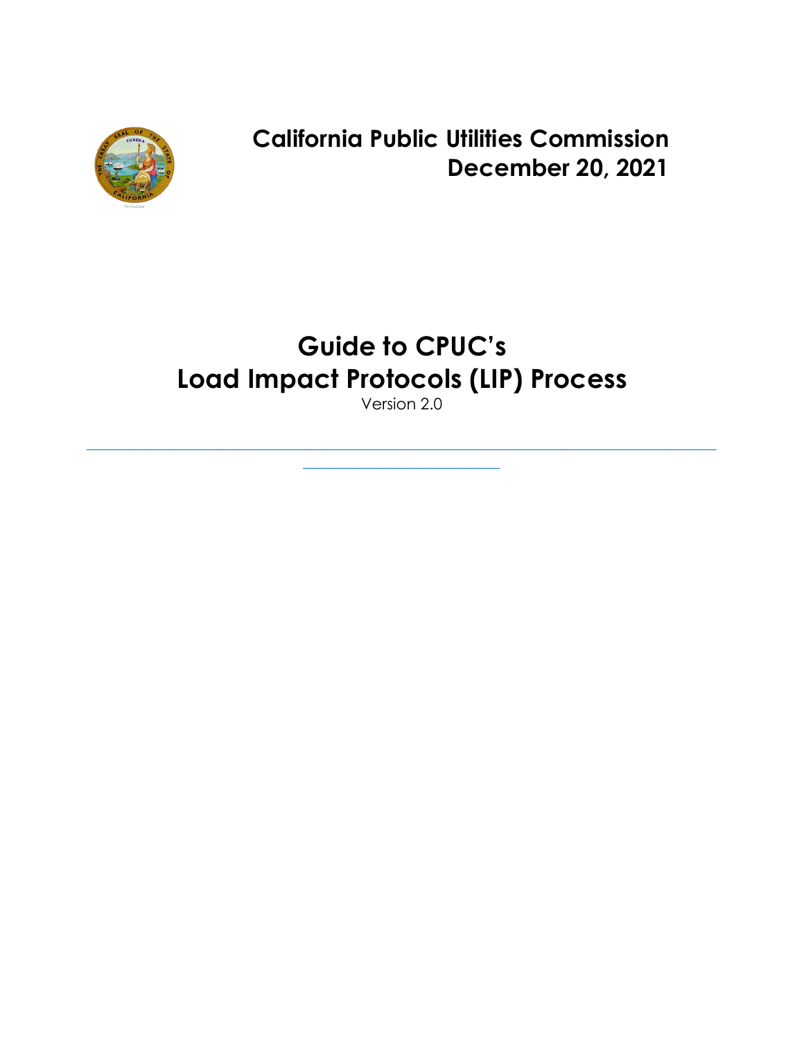**California Public Utilities Commission**
**December 20, 2021**

# Guide to CPUC's Load Impact Protocols (LIP) Process

Version 2.0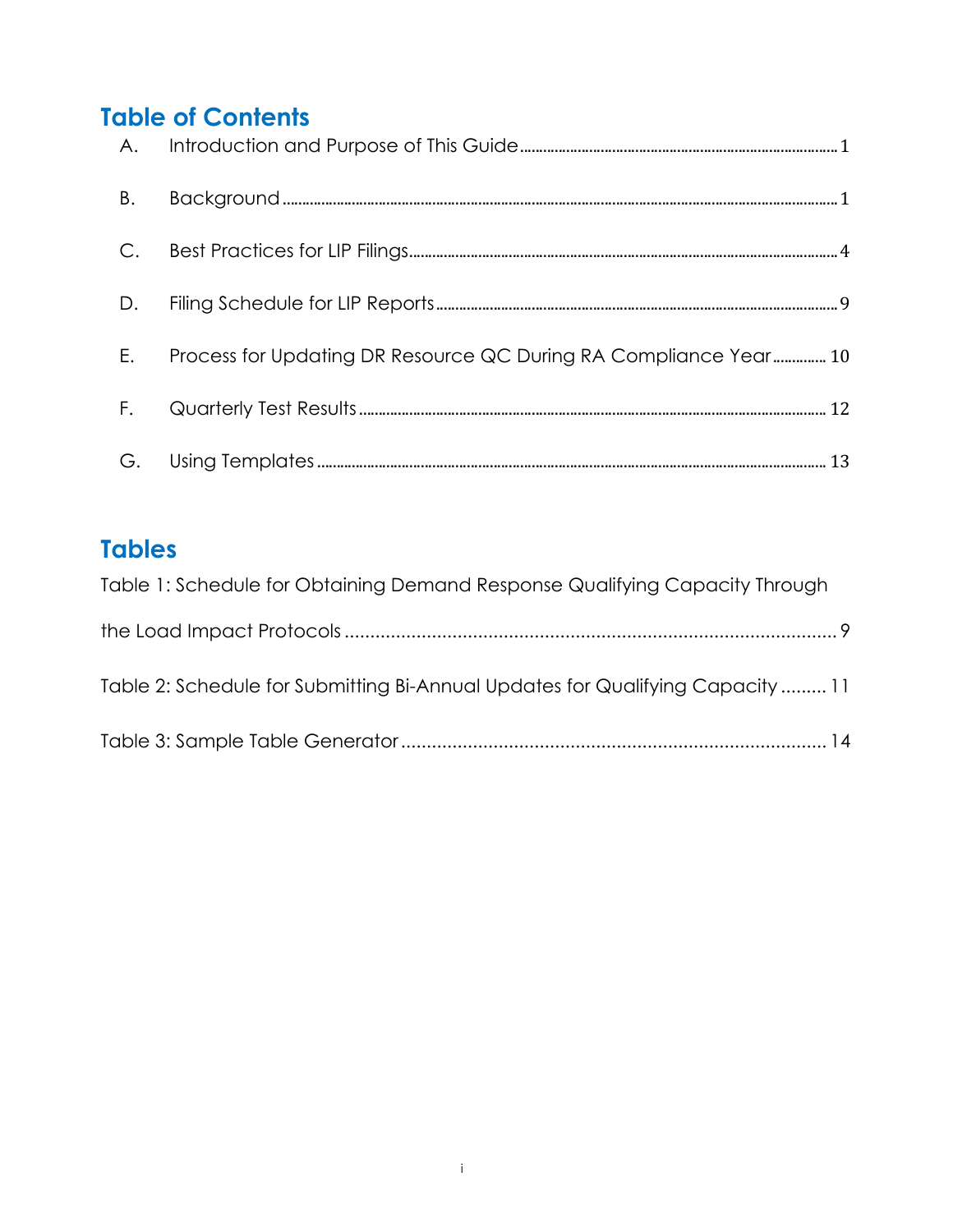## Table of Contents

A. Introduction and Purpose of This Guide ..... 1

B. Background ..... 1

C. Best Practices for LIP Filings ..... 4

D. Filing Schedule for LIP Reports ..... 9

E. Process for Updating DR Resource QC During RA Compliance Year ..... 10

F. Quarterly Test Results ..... 12

G. Using Templates ..... 13

## Tables

Table 1: Schedule for Obtaining Demand Response Qualifying Capacity Through the Load Impact Protocols ..... 9

Table 2: Schedule for Submitting Bi-Annual Updates for Qualifying Capacity ..... 11

Table 3: Sample Table Generator ..... 14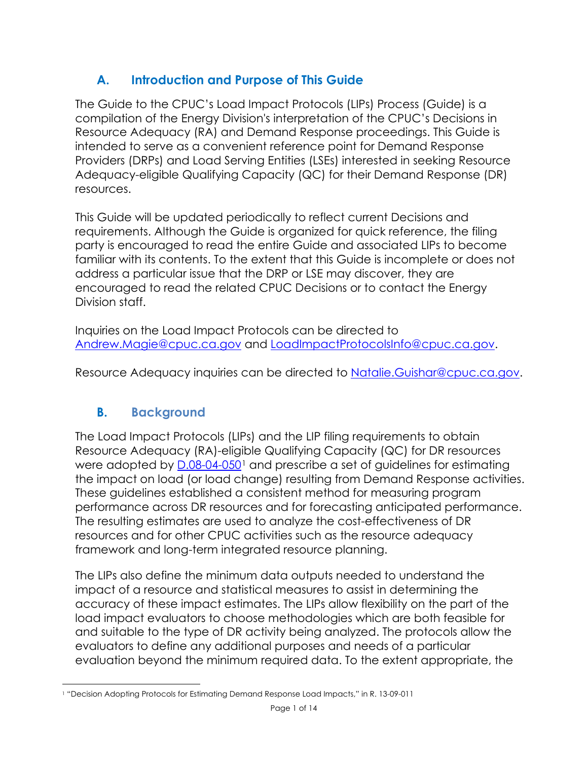## A. Introduction and Purpose of This Guide

The Guide to the CPUC's Load Impact Protocols (LIPs) Process (Guide) is a compilation of the Energy Division's interpretation of the CPUC's Decisions in Resource Adequacy (RA) and Demand Response proceedings. This Guide is intended to serve as a convenient reference point for Demand Response Providers (DRPs) and Load Serving Entities (LSEs) interested in seeking Resource Adequacy-eligible Qualifying Capacity (QC) for their Demand Response (DR) resources.

This Guide will be updated periodically to reflect current Decisions and requirements. Although the Guide is organized for quick reference, the filing party is encouraged to read the entire Guide and associated LIPs to become familiar with its contents. To the extent that this Guide is incomplete or does not address a particular issue that the DRP or LSE may discover, they are encouraged to read the related CPUC Decisions or to contact the Energy Division staff.

Inquiries on the Load Impact Protocols can be directed to Andrew.Magie@cpuc.ca.gov and LoadImpactProtocolsInfo@cpuc.ca.gov.

Resource Adequacy inquiries can be directed to Natalie.Guishar@cpuc.ca.gov.

## B. Background

The Load Impact Protocols (LIPs) and the LIP filing requirements to obtain Resource Adequacy (RA)-eligible Qualifying Capacity (QC) for DR resources were adopted by D.08-04-050[1] and prescribe a set of guidelines for estimating the impact on load (or load change) resulting from Demand Response activities. These guidelines established a consistent method for measuring program performance across DR resources and for forecasting anticipated performance. The resulting estimates are used to analyze the cost-effectiveness of DR resources and for other CPUC activities such as the resource adequacy framework and long-term integrated resource planning.

The LIPs also define the minimum data outputs needed to understand the impact of a resource and statistical measures to assist in determining the accuracy of these impact estimates. The LIPs allow flexibility on the part of the load impact evaluators to choose methodologies which are both feasible for and suitable to the type of DR activity being analyzed. The protocols allow the evaluators to define any additional purposes and needs of a particular evaluation beyond the minimum required data. To the extent appropriate, the

[1] "Decision Adopting Protocols for Estimating Demand Response Load Impacts," in R. 13-09-011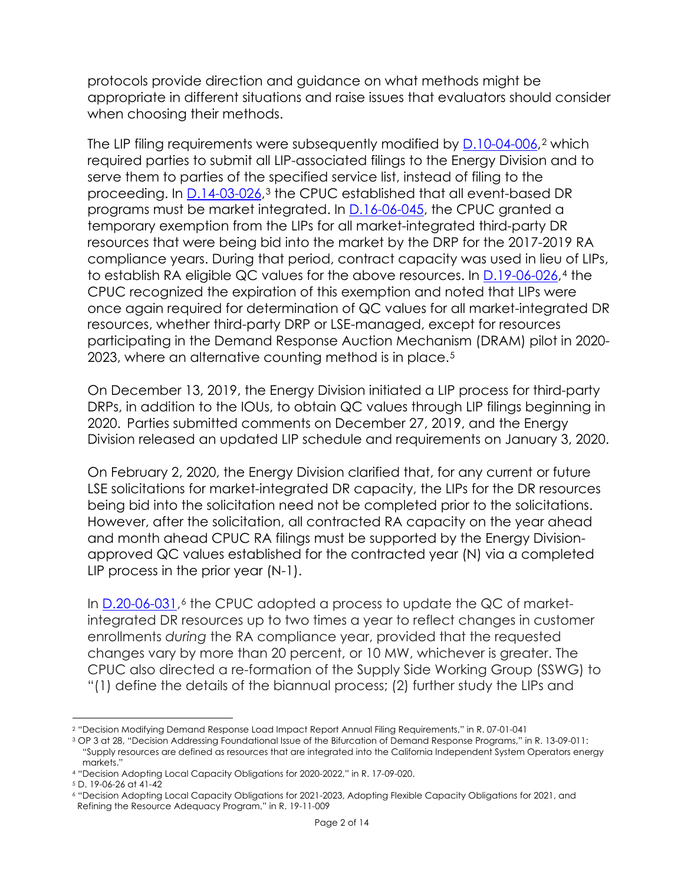protocols provide direction and guidance on what methods might be appropriate in different situations and raise issues that evaluators should consider when choosing their methods.

The LIP filing requirements were subsequently modified by [D.10-04-006](),[2] which required parties to submit all LIP-associated filings to the Energy Division and to serve them to parties of the specified service list, instead of filing to the proceeding. In [D.14-03-026](),[3] the CPUC established that all event-based DR programs must be market integrated. In [D.16-06-045](), the CPUC granted a temporary exemption from the LIPs for all market-integrated third-party DR resources that were being bid into the market by the DRP for the 2017-2019 RA compliance years. During that period, contract capacity was used in lieu of LIPs, to establish RA eligible QC values for the above resources. In [D.19-06-026](),[4] the CPUC recognized the expiration of this exemption and noted that LIPs were once again required for determination of QC values for all market-integrated DR resources, whether third-party DRP or LSE-managed, except for resources participating in the Demand Response Auction Mechanism (DRAM) pilot in 2020-2023, where an alternative counting method is in place.[5]

On December 13, 2019, the Energy Division initiated a LIP process for third-party DRPs, in addition to the IOUs, to obtain QC values through LIP filings beginning in 2020. Parties submitted comments on December 27, 2019, and the Energy Division released an updated LIP schedule and requirements on January 3, 2020.

On February 2, 2020, the Energy Division clarified that, for any current or future LSE solicitations for market-integrated DR capacity, the LIPs for the DR resources being bid into the solicitation need not be completed prior to the solicitations. However, after the solicitation, all contracted RA capacity on the year ahead and month ahead CPUC RA filings must be supported by the Energy Division-approved QC values established for the contracted year (N) via a completed LIP process in the prior year (N-1).

In [D.20-06-031](),[6] the CPUC adopted a process to update the QC of market-integrated DR resources up to two times a year to reflect changes in customer enrollments *during* the RA compliance year, provided that the requested changes vary by more than 20 percent, or 10 MW, whichever is greater. The CPUC also directed a re-formation of the Supply Side Working Group (SSWG) to "(1) define the details of the biannual process; (2) further study the LIPs and

---

[2] "Decision Modifying Demand Response Load Impact Report Annual Filing Requirements," in R. 07-01-041

[3] OP 3 at 28, "Decision Addressing Foundational Issue of the Bifurcation of Demand Response Programs," in R. 13-09-011: "Supply resources are defined as resources that are integrated into the California Independent System Operators energy markets."

[4] "Decision Adopting Local Capacity Obligations for 2020-2022," in R. 17-09-020.

[5] D. 19-06-26 at 41-42

[6] "Decision Adopting Local Capacity Obligations for 2021-2023, Adopting Flexible Capacity Obligations for 2021, and Refining the Resource Adequacy Program," in R. 19-11-009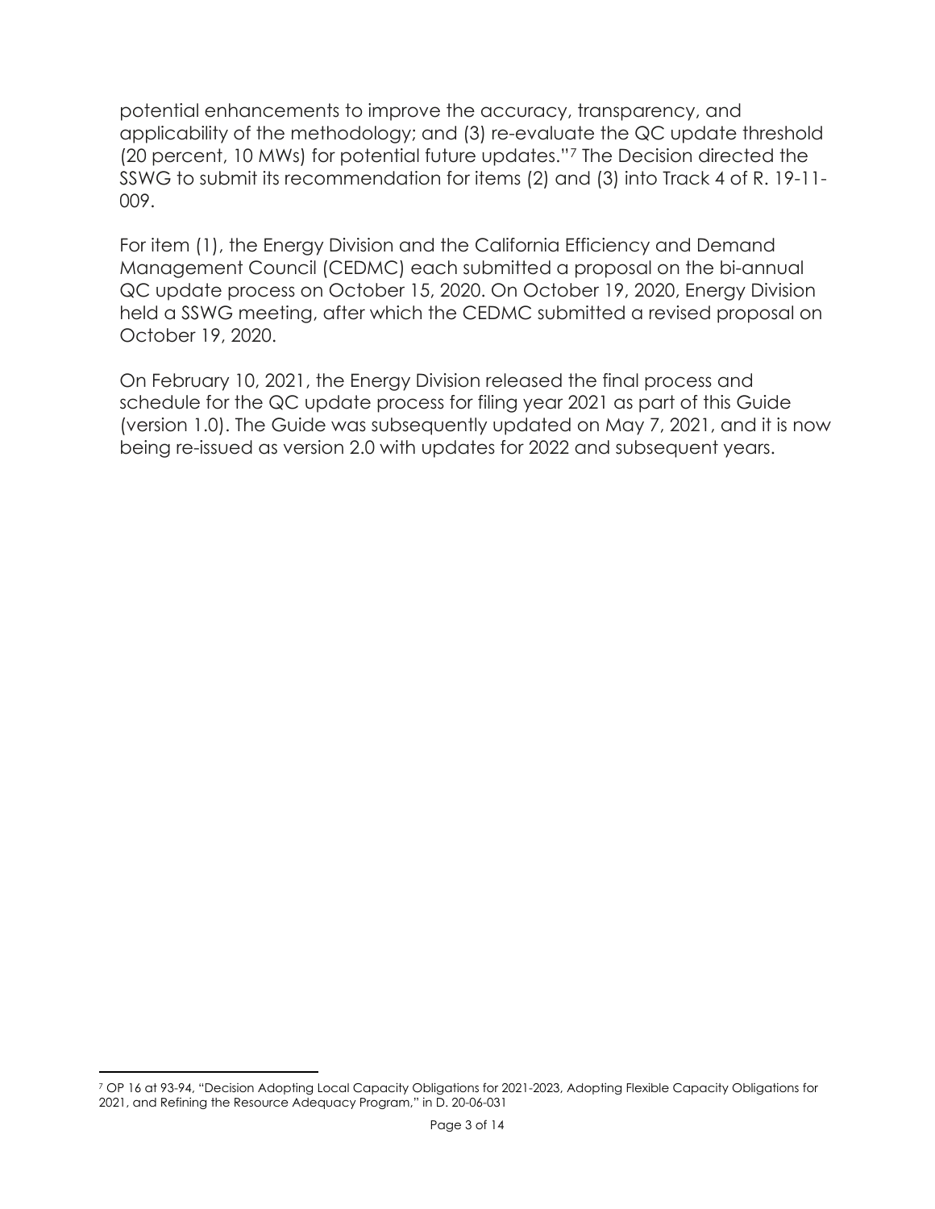potential enhancements to improve the accuracy, transparency, and applicability of the methodology; and (3) re-evaluate the QC update threshold (20 percent, 10 MWs) for potential future updates."[7] The Decision directed the SSWG to submit its recommendation for items (2) and (3) into Track 4 of R. 19-11-009.

For item (1), the Energy Division and the California Efficiency and Demand Management Council (CEDMC) each submitted a proposal on the bi-annual QC update process on October 15, 2020. On October 19, 2020, Energy Division held a SSWG meeting, after which the CEDMC submitted a revised proposal on October 19, 2020.

On February 10, 2021, the Energy Division released the final process and schedule for the QC update process for filing year 2021 as part of this Guide (version 1.0). The Guide was subsequently updated on May 7, 2021, and it is now being re-issued as version 2.0 with updates for 2022 and subsequent years.

---

[7] OP 16 at 93-94, "Decision Adopting Local Capacity Obligations for 2021-2023, Adopting Flexible Capacity Obligations for 2021, and Refining the Resource Adequacy Program," in D. 20-06-031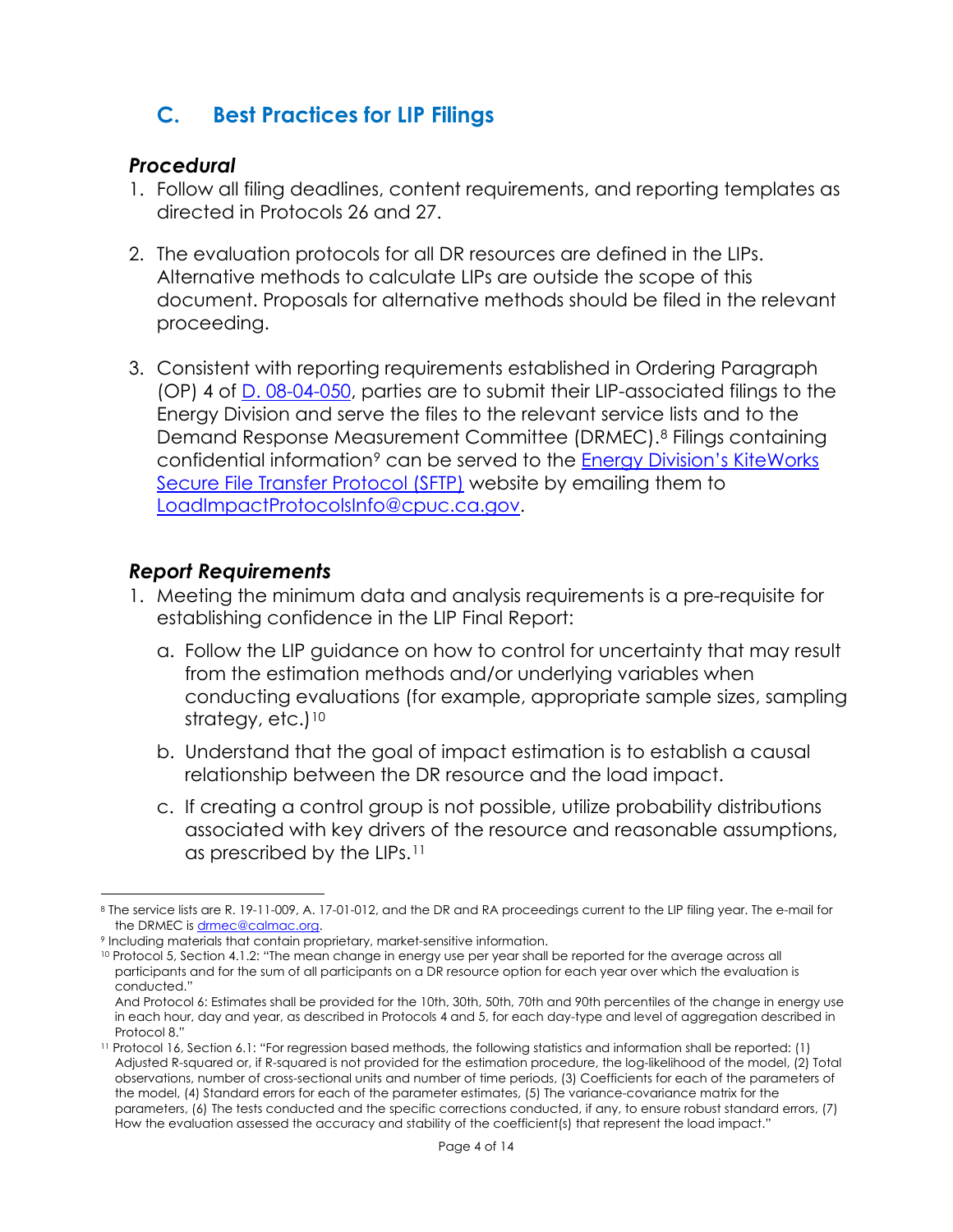## C. Best Practices for LIP Filings

### *Procedural*

1. Follow all filing deadlines, content requirements, and reporting templates as directed in Protocols 26 and 27.

2. The evaluation protocols for all DR resources are defined in the LIPs. Alternative methods to calculate LIPs are outside the scope of this document. Proposals for alternative methods should be filed in the relevant proceeding.

3. Consistent with reporting requirements established in Ordering Paragraph (OP) 4 of [D. 08-04-050](), parties are to submit their LIP-associated filings to the Energy Division and serve the files to the relevant service lists and to the Demand Response Measurement Committee (DRMEC).[8] Filings containing confidential information[9] can be served to the [Energy Division's KiteWorks Secure File Transfer Protocol (SFTP)]() website by emailing them to [LoadImpactProtocolsInfo@cpuc.ca.gov]().

### *Report Requirements*

1. Meeting the minimum data and analysis requirements is a pre-requisite for establishing confidence in the LIP Final Report:

   a. Follow the LIP guidance on how to control for uncertainty that may result from the estimation methods and/or underlying variables when conducting evaluations (for example, appropriate sample sizes, sampling strategy, etc.)[10]

   b. Understand that the goal of impact estimation is to establish a causal relationship between the DR resource and the load impact.

   c. If creating a control group is not possible, utilize probability distributions associated with key drivers of the resource and reasonable assumptions, as prescribed by the LIPs.[11]

---

[8] The service lists are R. 19-11-009, A. 17-01-012, and the DR and RA proceedings current to the LIP filing year. The e-mail for the DRMEC is [drmec@calmac.org]().

[9] Including materials that contain proprietary, market-sensitive information.

[10] Protocol 5, Section 4.1.2: "The mean change in energy use per year shall be reported for the average across all participants and for the sum of all participants on a DR resource option for each year over which the evaluation is conducted."
And Protocol 6: Estimates shall be provided for the 10th, 30th, 50th, 70th and 90th percentiles of the change in energy use in each hour, day and year, as described in Protocols 4 and 5, for each day-type and level of aggregation described in Protocol 8."

[11] Protocol 16, Section 6.1: "For regression based methods, the following statistics and information shall be reported: (1) Adjusted R-squared or, if R-squared is not provided for the estimation procedure, the log-likelihood of the model, (2) Total observations, number of cross-sectional units and number of time periods, (3) Coefficients for each of the parameters of the model, (4) Standard errors for each of the parameter estimates, (5) The variance-covariance matrix for the parameters, (6) The tests conducted and the specific corrections conducted, if any, to ensure robust standard errors, (7) How the evaluation assessed the accuracy and stability of the coefficient(s) that represent the load impact."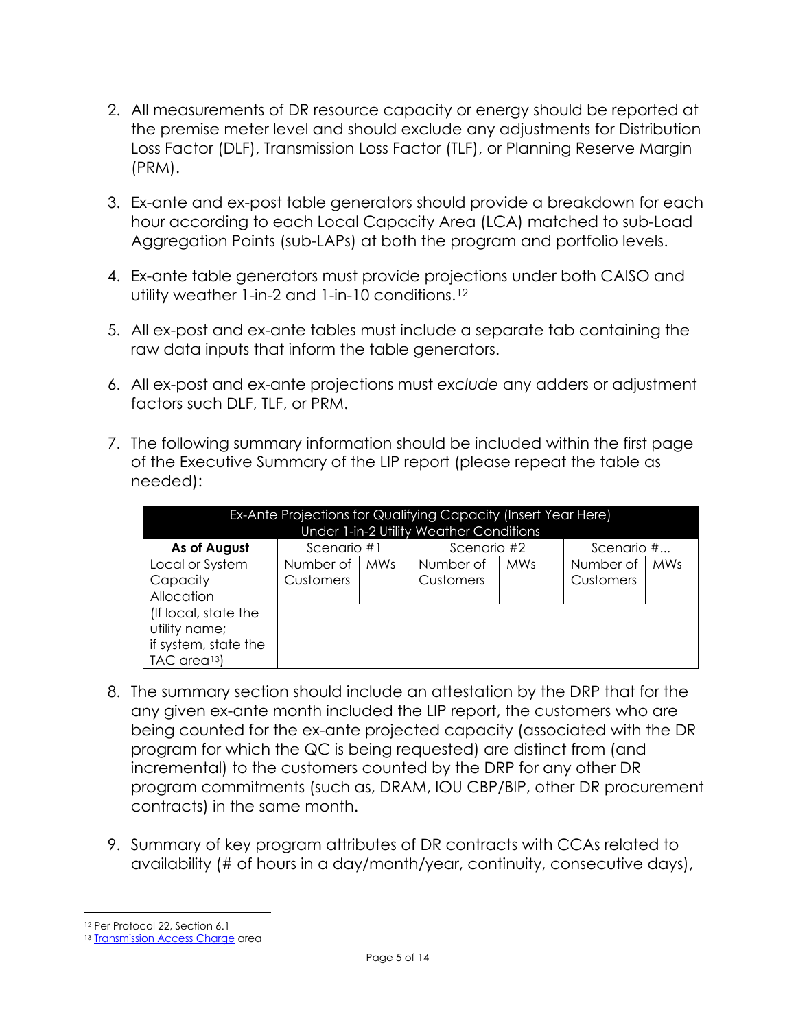2. All measurements of DR resource capacity or energy should be reported at the premise meter level and should exclude any adjustments for Distribution Loss Factor (DLF), Transmission Loss Factor (TLF), or Planning Reserve Margin (PRM).

3. Ex-ante and ex-post table generators should provide a breakdown for each hour according to each Local Capacity Area (LCA) matched to sub-Load Aggregation Points (sub-LAPs) at both the program and portfolio levels.

4. Ex-ante table generators must provide projections under both CAISO and utility weather 1-in-2 and 1-in-10 conditions.[12]

5. All ex-post and ex-ante tables must include a separate tab containing the raw data inputs that inform the table generators.

6. All ex-post and ex-ante projections must *exclude* any adders or adjustment factors such DLF, TLF, or PRM.

7. The following summary information should be included within the first page of the Executive Summary of the LIP report (please repeat the table as needed):

| Ex-Ante Projections for Qualifying Capacity (Insert Year Here) Under 1-in-2 Utility Weather Conditions | | | | | | |
|---|---|---|---|---|---|---|
| **As of August** | Scenario #1 | | Scenario #2 | | Scenario #... | |
| Local or System Capacity Allocation | Number of Customers | MWs | Number of Customers | MWs | Number of Customers | MWs |
| (If local, state the utility name; if system, state the TAC area[13]) | | | | | | |

8. The summary section should include an attestation by the DRP that for the any given ex-ante month included the LIP report, the customers who are being counted for the ex-ante projected capacity (associated with the DR program for which the QC is being requested) are distinct from (and incremental) to the customers counted by the DRP for any other DR program commitments (such as, DRAM, IOU CBP/BIP, other DR procurement contracts) in the same month.

9. Summary of key program attributes of DR contracts with CCAs related to availability (# of hours in a day/month/year, continuity, consecutive days),

---

[12] Per Protocol 22, Section 6.1

[13] Transmission Access Charge area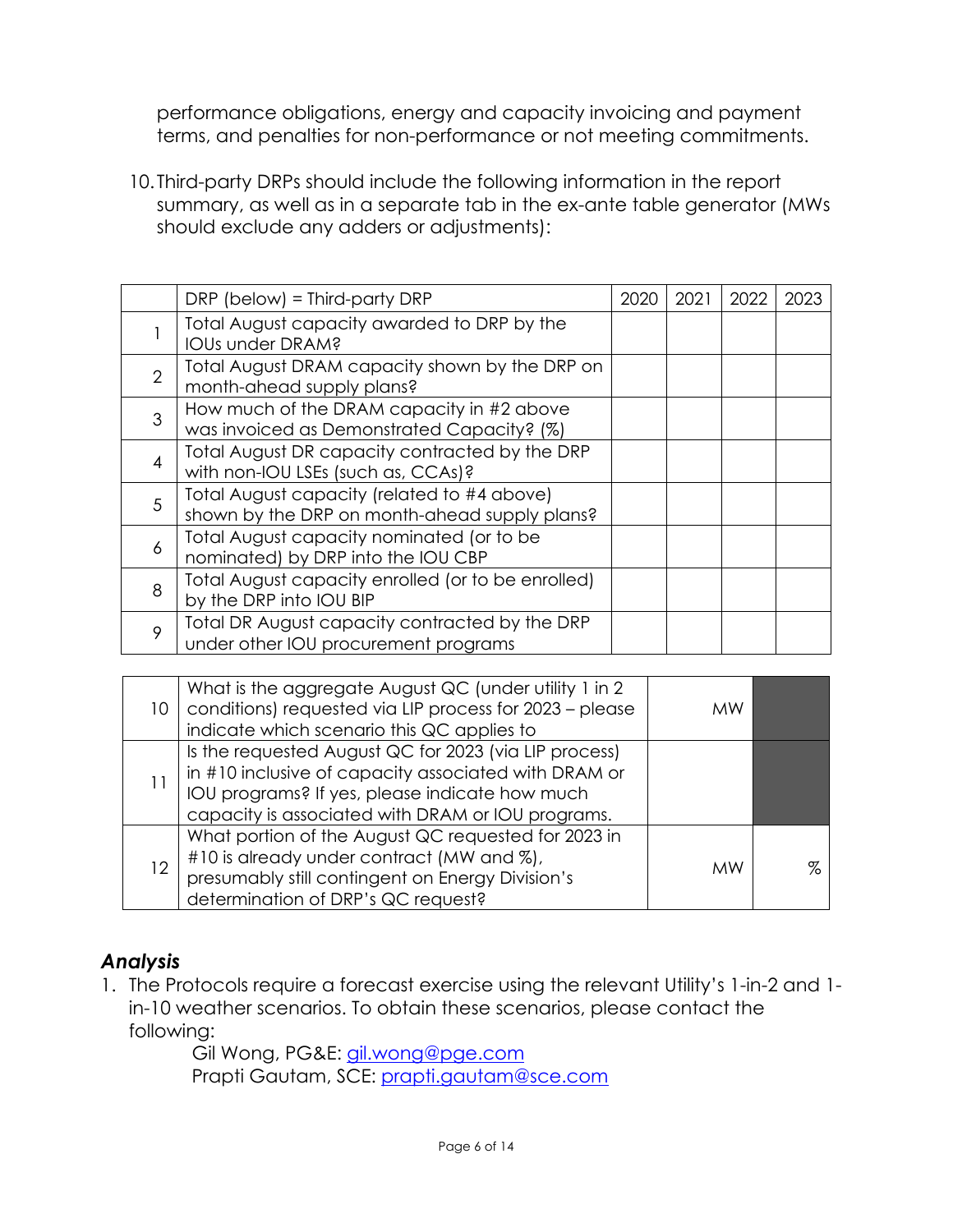performance obligations, energy and capacity invoicing and payment terms, and penalties for non-performance or not meeting commitments.

10. Third-party DRPs should include the following information in the report summary, as well as in a separate tab in the ex-ante table generator (MWs should exclude any adders or adjustments):

| | DRP (below) = Third-party DRP | 2020 | 2021 | 2022 | 2023 |
|---|---|---|---|---|---|
| 1 | Total August capacity awarded to DRP by the IOUs under DRAM? | | | | |
| 2 | Total August DRAM capacity shown by the DRP on month-ahead supply plans? | | | | |
| 3 | How much of the DRAM capacity in #2 above was invoiced as Demonstrated Capacity? (%) | | | | |
| 4 | Total August DR capacity contracted by the DRP with non-IOU LSEs (such as, CCAs)? | | | | |
| 5 | Total August capacity (related to #4 above) shown by the DRP on month-ahead supply plans? | | | | |
| 6 | Total August capacity nominated (or to be nominated) by DRP into the IOU CBP | | | | |
| 8 | Total August capacity enrolled (or to be enrolled) by the DRP into IOU BIP | | | | |
| 9 | Total DR August capacity contracted by the DRP under other IOU procurement programs | | | | |

| | | | |
|---|---|---|---|
| 10 | What is the aggregate August QC (under utility 1 in 2 conditions) requested via LIP process for 2023 – please indicate which scenario this QC applies to | MW | |
| 11 | Is the requested August QC for 2023 (via LIP process) in #10 inclusive of capacity associated with DRAM or IOU programs? If yes, please indicate how much capacity is associated with DRAM or IOU programs. | | |
| 12 | What portion of the August QC requested for 2023 in #10 is already under contract (MW and %), presumably still contingent on Energy Division's determination of DRP's QC request? | MW | % |

## *Analysis*

1. The Protocols require a forecast exercise using the relevant Utility's 1-in-2 and 1-in-10 weather scenarios. To obtain these scenarios, please contact the following:

   Gil Wong, PG&E: gil.wong@pge.com
   Prapti Gautam, SCE: prapti.gautam@sce.com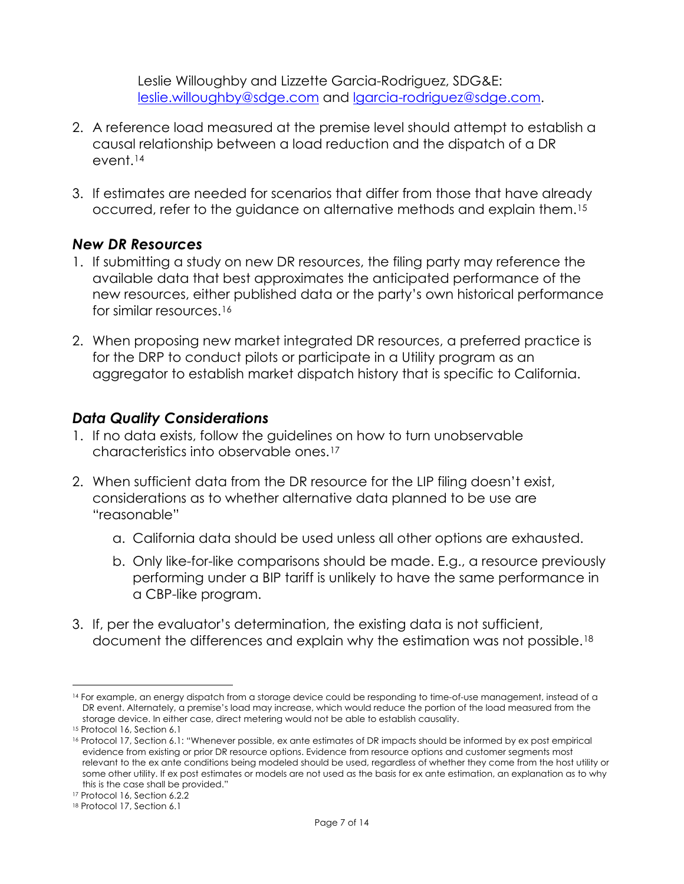Leslie Willoughby and Lizzette Garcia-Rodriguez, SDG&E: leslie.willoughby@sdge.com and lgarcia-rodriguez@sdge.com.

2. A reference load measured at the premise level should attempt to establish a causal relationship between a load reduction and the dispatch of a DR event.[14]

3. If estimates are needed for scenarios that differ from those that have already occurred, refer to the guidance on alternative methods and explain them.[15]

### *New DR Resources*

1. If submitting a study on new DR resources, the filing party may reference the available data that best approximates the anticipated performance of the new resources, either published data or the party's own historical performance for similar resources.[16]

2. When proposing new market integrated DR resources, a preferred practice is for the DRP to conduct pilots or participate in a Utility program as an aggregator to establish market dispatch history that is specific to California.

### *Data Quality Considerations*

1. If no data exists, follow the guidelines on how to turn unobservable characteristics into observable ones.[17]

2. When sufficient data from the DR resource for the LIP filing doesn't exist, considerations as to whether alternative data planned to be use are "reasonable"

   a. California data should be used unless all other options are exhausted.

   b. Only like-for-like comparisons should be made. E.g., a resource previously performing under a BIP tariff is unlikely to have the same performance in a CBP-like program.

3. If, per the evaluator's determination, the existing data is not sufficient, document the differences and explain why the estimation was not possible.[18]

---

[14] For example, an energy dispatch from a storage device could be responding to time-of-use management, instead of a DR event. Alternately, a premise's load may increase, which would reduce the portion of the load measured from the storage device. In either case, direct metering would not be able to establish causality.

[15] Protocol 16, Section 6.1

[16] Protocol 17, Section 6.1: "Whenever possible, ex ante estimates of DR impacts should be informed by ex post empirical evidence from existing or prior DR resource options. Evidence from resource options and customer segments most relevant to the ex ante conditions being modeled should be used, regardless of whether they come from the host utility or some other utility. If ex post estimates or models are not used as the basis for ex ante estimation, an explanation as to why this is the case shall be provided."

[17] Protocol 16, Section 6.2.2

[18] Protocol 17, Section 6.1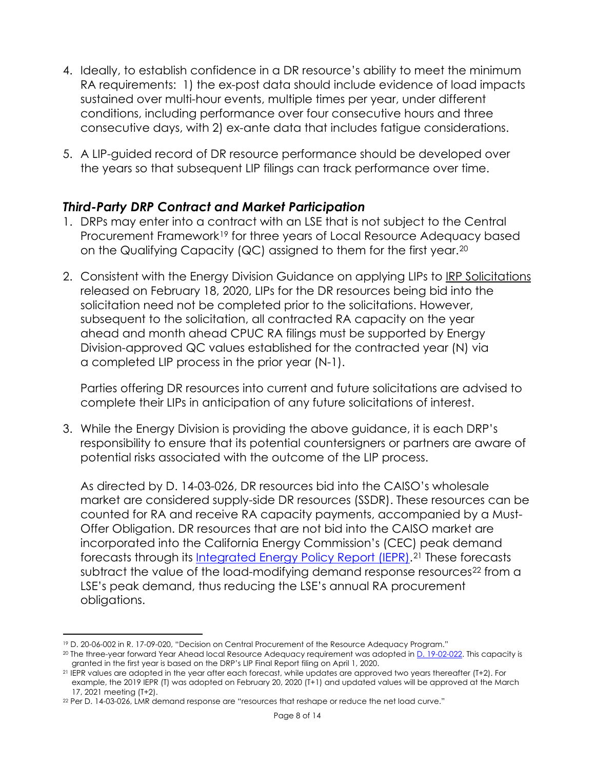4. Ideally, to establish confidence in a DR resource's ability to meet the minimum RA requirements: 1) the ex-post data should include evidence of load impacts sustained over multi-hour events, multiple times per year, under different conditions, including performance over four consecutive hours and three consecutive days, with 2) ex-ante data that includes fatigue considerations.

5. A LIP-guided record of DR resource performance should be developed over the years so that subsequent LIP filings can track performance over time.

### *Third-Party DRP Contract and Market Participation*

1. DRPs may enter into a contract with an LSE that is not subject to the Central Procurement Framework[19] for three years of Local Resource Adequacy based on the Qualifying Capacity (QC) assigned to them for the first year.[20]

2. Consistent with the Energy Division Guidance on applying LIPs to IRP Solicitations released on February 18, 2020, LIPs for the DR resources being bid into the solicitation need not be completed prior to the solicitations. However, subsequent to the solicitation, all contracted RA capacity on the year ahead and month ahead CPUC RA filings must be supported by Energy Division-approved QC values established for the contracted year (N) via a completed LIP process in the prior year (N-1).

   Parties offering DR resources into current and future solicitations are advised to complete their LIPs in anticipation of any future solicitations of interest.

3. While the Energy Division is providing the above guidance, it is each DRP's responsibility to ensure that its potential countersigners or partners are aware of potential risks associated with the outcome of the LIP process.

   As directed by D. 14-03-026, DR resources bid into the CAISO's wholesale market are considered supply-side DR resources (SSDR). These resources can be counted for RA and receive RA capacity payments, accompanied by a Must-Offer Obligation. DR resources that are not bid into the CAISO market are incorporated into the California Energy Commission's (CEC) peak demand forecasts through its Integrated Energy Policy Report (IEPR).[21] These forecasts subtract the value of the load-modifying demand response resources[22] from a LSE's peak demand, thus reducing the LSE's annual RA procurement obligations.

---

[19] D. 20-06-002 in R. 17-09-020, "Decision on Central Procurement of the Resource Adequacy Program."

[20] The three-year forward Year Ahead local Resource Adequacy requirement was adopted in D. 19-02-022. This capacity is granted in the first year is based on the DRP's LIP Final Report filing on April 1, 2020.

[21] IEPR values are adopted in the year after each forecast, while updates are approved two years thereafter (T+2). For example, the 2019 IEPR (T) was adopted on February 20, 2020 (T+1) and updated values will be approved at the March 17, 2021 meeting (T+2).

[22] Per D. 14-03-026, LMR demand response are "resources that reshape or reduce the net load curve."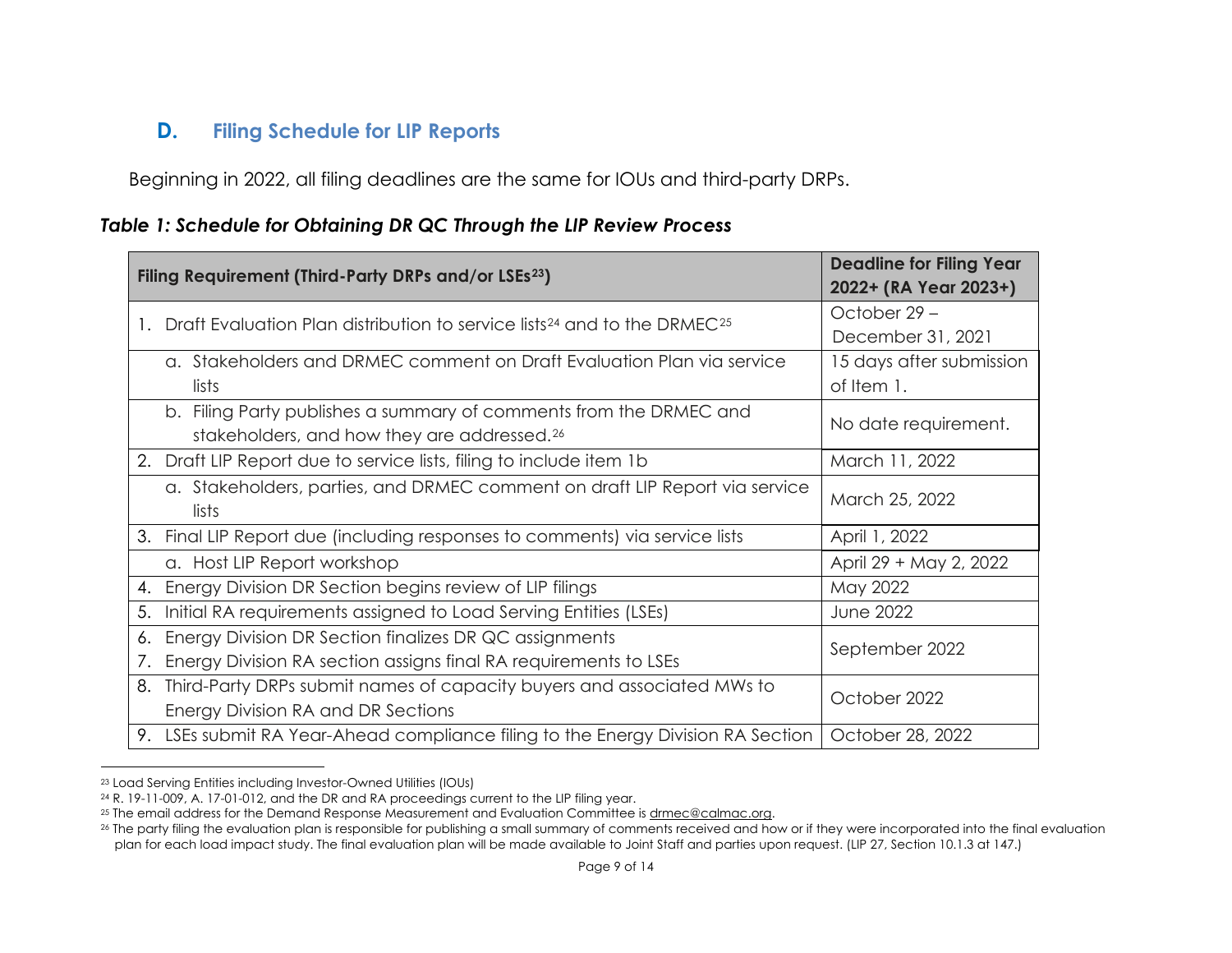## D. Filing Schedule for LIP Reports

Beginning in 2022, all filing deadlines are the same for IOUs and third-party DRPs.

***Table 1: Schedule for Obtaining DR QC Through the LIP Review Process***

| Filing Requirement (Third-Party DRPs and/or LSEs[23]) | Deadline for Filing Year 2022+ (RA Year 2023+) |
|---|---|
| 1. Draft Evaluation Plan distribution to service lists[24] and to the DRMEC[25] | October 29 – December 31, 2021 |
| a. Stakeholders and DRMEC comment on Draft Evaluation Plan via service lists | 15 days after submission of Item 1. |
| b. Filing Party publishes a summary of comments from the DRMEC and stakeholders, and how they are addressed.[26] | No date requirement. |
| 2. Draft LIP Report due to service lists, filing to include item 1b | March 11, 2022 |
| a. Stakeholders, parties, and DRMEC comment on draft LIP Report via service lists | March 25, 2022 |
| 3. Final LIP Report due (including responses to comments) via service lists | April 1, 2022 |
| a. Host LIP Report workshop | April 29 + May 2, 2022 |
| 4. Energy Division DR Section begins review of LIP filings | May 2022 |
| 5. Initial RA requirements assigned to Load Serving Entities (LSEs) | June 2022 |
| 6. Energy Division DR Section finalizes DR QC assignments<br>7. Energy Division RA section assigns final RA requirements to LSEs | September 2022 |
| 8. Third-Party DRPs submit names of capacity buyers and associated MWs to Energy Division RA and DR Sections | October 2022 |
| 9. LSEs submit RA Year-Ahead compliance filing to the Energy Division RA Section | October 28, 2022 |

[23] Load Serving Entities including Investor-Owned Utilities (IOUs)

[24] R. 19-11-009, A. 17-01-012, and the DR and RA proceedings current to the LIP filing year.

[25] The email address for the Demand Response Measurement and Evaluation Committee is drmec@calmac.org.

[26] The party filing the evaluation plan is responsible for publishing a small summary of comments received and how or if they were incorporated into the final evaluation plan for each load impact study. The final evaluation plan will be made available to Joint Staff and parties upon request. (LIP 27, Section 10.1.3 at 147.)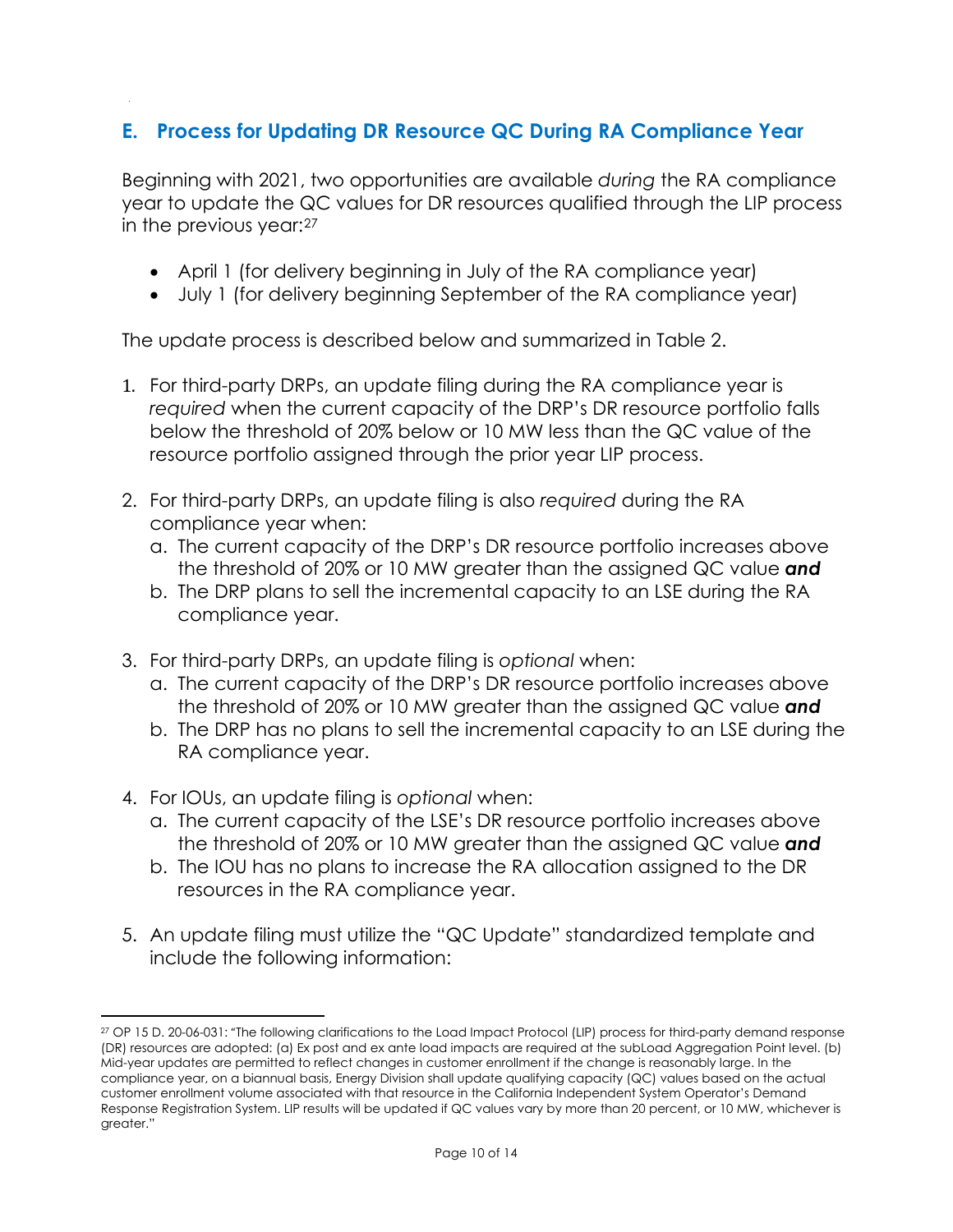## E. Process for Updating DR Resource QC During RA Compliance Year

Beginning with 2021, two opportunities are available *during* the RA compliance year to update the QC values for DR resources qualified through the LIP process in the previous year:[27]

- April 1 (for delivery beginning in July of the RA compliance year)
- July 1 (for delivery beginning September of the RA compliance year)

The update process is described below and summarized in Table 2.

1. For third-party DRPs, an update filing during the RA compliance year is *required* when the current capacity of the DRP's DR resource portfolio falls below the threshold of 20% below or 10 MW less than the QC value of the resource portfolio assigned through the prior year LIP process.

2. For third-party DRPs, an update filing is also *required* during the RA compliance year when:
   a. The current capacity of the DRP's DR resource portfolio increases above the threshold of 20% or 10 MW greater than the assigned QC value ***and***
   b. The DRP plans to sell the incremental capacity to an LSE during the RA compliance year.

3. For third-party DRPs, an update filing is *optional* when:
   a. The current capacity of the DRP's DR resource portfolio increases above the threshold of 20% or 10 MW greater than the assigned QC value ***and***
   b. The DRP has no plans to sell the incremental capacity to an LSE during the RA compliance year.

4. For IOUs, an update filing is *optional* when:
   a. The current capacity of the LSE's DR resource portfolio increases above the threshold of 20% or 10 MW greater than the assigned QC value ***and***
   b. The IOU has no plans to increase the RA allocation assigned to the DR resources in the RA compliance year.

5. An update filing must utilize the "QC Update" standardized template and include the following information:

---

[27] OP 15 D. 20-06-031: "The following clarifications to the Load Impact Protocol (LIP) process for third-party demand response (DR) resources are adopted: (a) Ex post and ex ante load impacts are required at the subLoad Aggregation Point level. (b) Mid-year updates are permitted to reflect changes in customer enrollment if the change is reasonably large. In the compliance year, on a biannual basis, Energy Division shall update qualifying capacity (QC) values based on the actual customer enrollment volume associated with that resource in the California Independent System Operator's Demand Response Registration System. LIP results will be updated if QC values vary by more than 20 percent, or 10 MW, whichever is greater."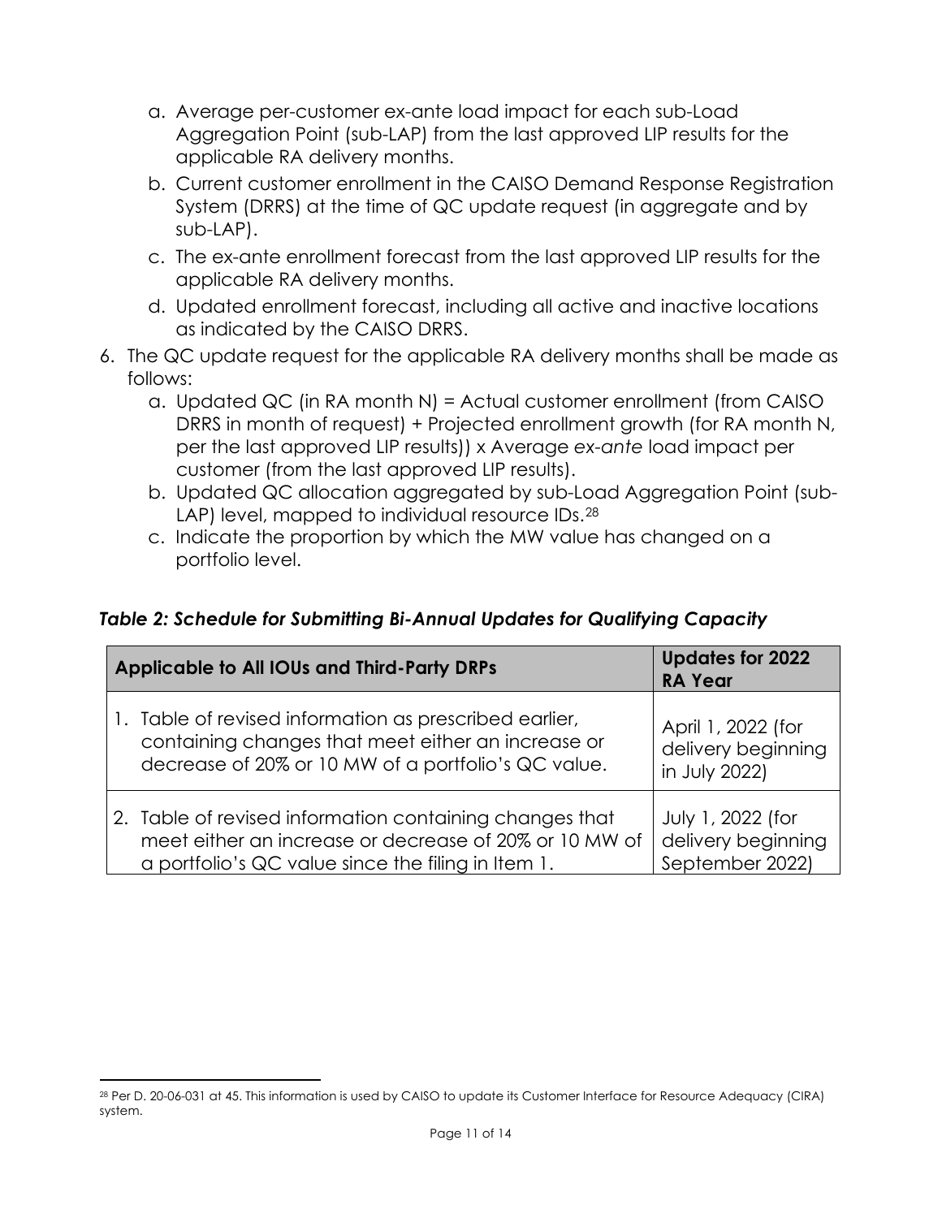a. Average per-customer ex-ante load impact for each sub-Load Aggregation Point (sub-LAP) from the last approved LIP results for the applicable RA delivery months.
   b. Current customer enrollment in the CAISO Demand Response Registration System (DRRS) at the time of QC update request (in aggregate and by sub-LAP).
   c. The ex-ante enrollment forecast from the last approved LIP results for the applicable RA delivery months.
   d. Updated enrollment forecast, including all active and inactive locations as indicated by the CAISO DRRS.
6. The QC update request for the applicable RA delivery months shall be made as follows:
   a. Updated QC (in RA month N) = Actual customer enrollment (from CAISO DRRS in month of request) + Projected enrollment growth (for RA month N, per the last approved LIP results)) x Average *ex-ante* load impact per customer (from the last approved LIP results).
   b. Updated QC allocation aggregated by sub-Load Aggregation Point (sub-LAP) level, mapped to individual resource IDs.[28]
   c. Indicate the proportion by which the MW value has changed on a portfolio level.

***Table 2: Schedule for Submitting Bi-Annual Updates for Qualifying Capacity***

| Applicable to All IOUs and Third-Party DRPs | Updates for 2022 RA Year |
|---|---|
| 1. Table of revised information as prescribed earlier, containing changes that meet either an increase or decrease of 20% or 10 MW of a portfolio's QC value. | April 1, 2022 (for delivery beginning in July 2022) |
| 2. Table of revised information containing changes that meet either an increase or decrease of 20% or 10 MW of a portfolio's QC value since the filing in Item 1. | July 1, 2022 (for delivery beginning September 2022) |

[28] Per D. 20-06-031 at 45. This information is used by CAISO to update its Customer Interface for Resource Adequacy (CIRA) system.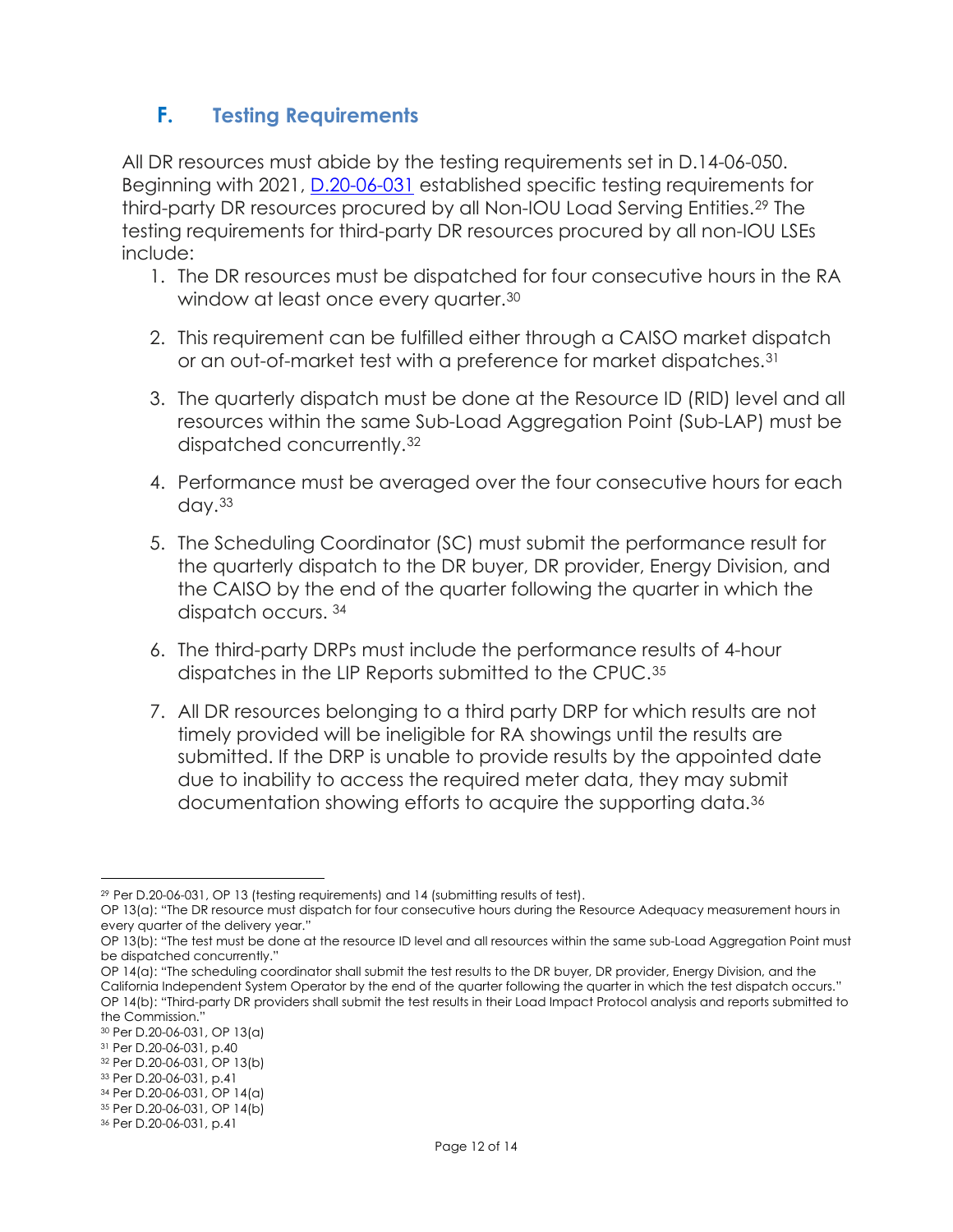## F. Testing Requirements

All DR resources must abide by the testing requirements set in D.14-06-050. Beginning with 2021, D.20-06-031 established specific testing requirements for third-party DR resources procured by all Non-IOU Load Serving Entities.[29] The testing requirements for third-party DR resources procured by all non-IOU LSEs include:

1. The DR resources must be dispatched for four consecutive hours in the RA window at least once every quarter.[30]
2. This requirement can be fulfilled either through a CAISO market dispatch or an out-of-market test with a preference for market dispatches.[31]
3. The quarterly dispatch must be done at the Resource ID (RID) level and all resources within the same Sub-Load Aggregation Point (Sub-LAP) must be dispatched concurrently.[32]
4. Performance must be averaged over the four consecutive hours for each day.[33]
5. The Scheduling Coordinator (SC) must submit the performance result for the quarterly dispatch to the DR buyer, DR provider, Energy Division, and the CAISO by the end of the quarter following the quarter in which the dispatch occurs. [34]
6. The third-party DRPs must include the performance results of 4-hour dispatches in the LIP Reports submitted to the CPUC.[35]
7. All DR resources belonging to a third party DRP for which results are not timely provided will be ineligible for RA showings until the results are submitted. If the DRP is unable to provide results by the appointed date due to inability to access the required meter data, they may submit documentation showing efforts to acquire the supporting data.[36]

---

[29] Per D.20-06-031, OP 13 (testing requirements) and 14 (submitting results of test).
OP 13(a): "The DR resource must dispatch for four consecutive hours during the Resource Adequacy measurement hours in every quarter of the delivery year."
OP 13(b): "The test must be done at the resource ID level and all resources within the same sub-Load Aggregation Point must be dispatched concurrently."
OP 14(a): "The scheduling coordinator shall submit the test results to the DR buyer, DR provider, Energy Division, and the California Independent System Operator by the end of the quarter following the quarter in which the test dispatch occurs."
OP 14(b): "Third-party DR providers shall submit the test results in their Load Impact Protocol analysis and reports submitted to the Commission."

[30] Per D.20-06-031, OP 13(a)

[31] Per D.20-06-031, p.40

[32] Per D.20-06-031, OP 13(b)

[33] Per D.20-06-031, p.41

[34] Per D.20-06-031, OP 14(a)

[35] Per D.20-06-031, OP 14(b)

[36] Per D.20-06-031, p.41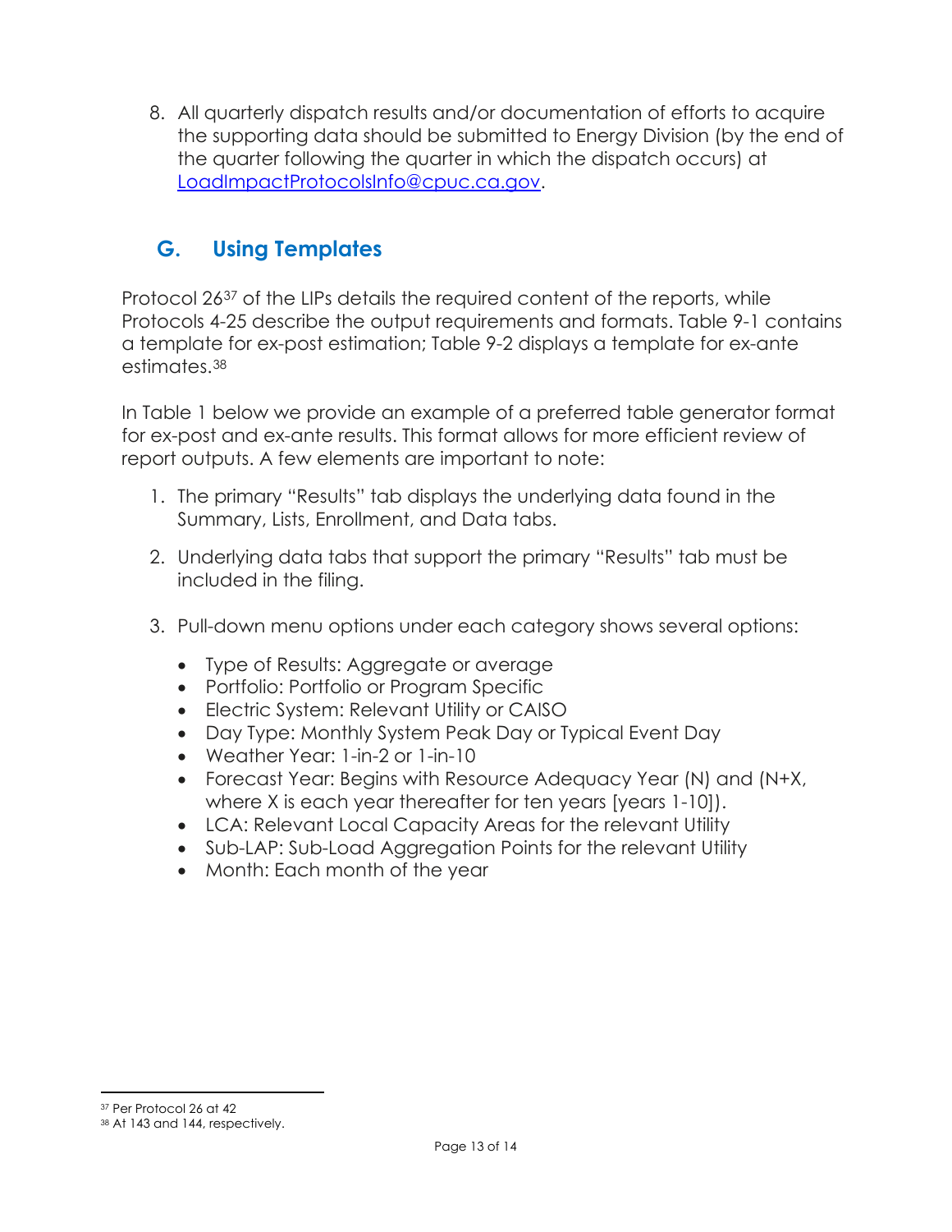8. All quarterly dispatch results and/or documentation of efforts to acquire the supporting data should be submitted to Energy Division (by the end of the quarter following the quarter in which the dispatch occurs) at LoadImpactProtocolsInfo@cpuc.ca.gov.

## G. Using Templates

Protocol 26[37] of the LIPs details the required content of the reports, while Protocols 4-25 describe the output requirements and formats. Table 9-1 contains a template for ex-post estimation; Table 9-2 displays a template for ex-ante estimates.[38]

In Table 1 below we provide an example of a preferred table generator format for ex-post and ex-ante results. This format allows for more efficient review of report outputs. A few elements are important to note:

1. The primary "Results" tab displays the underlying data found in the Summary, Lists, Enrollment, and Data tabs.

2. Underlying data tabs that support the primary "Results" tab must be included in the filing.

3. Pull-down menu options under each category shows several options:

   - Type of Results: Aggregate or average
   - Portfolio: Portfolio or Program Specific
   - Electric System: Relevant Utility or CAISO
   - Day Type: Monthly System Peak Day or Typical Event Day
   - Weather Year: 1-in-2 or 1-in-10
   - Forecast Year: Begins with Resource Adequacy Year (N) and (N+X, where X is each year thereafter for ten years [years 1-10]).
   - LCA: Relevant Local Capacity Areas for the relevant Utility
   - Sub-LAP: Sub-Load Aggregation Points for the relevant Utility
   - Month: Each month of the year

---

[37] Per Protocol 26 at 42

[38] At 143 and 144, respectively.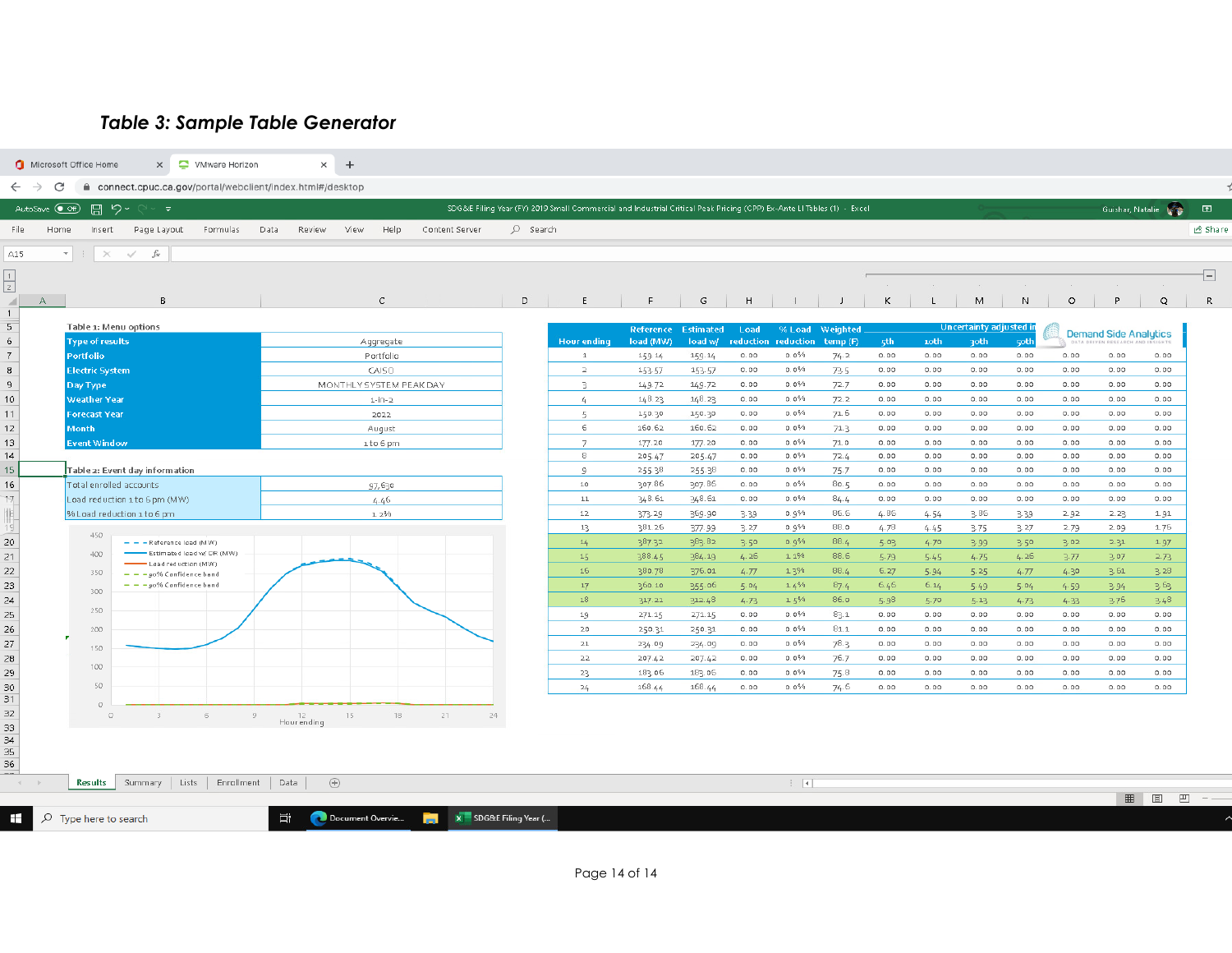### *Table 3: Sample Table Generator*

Table 1: Menu options

| | |
|---|---|
| Type of results | Aggregate |
| Portfolio | Portfolio |
| Electric System | CAISO |
| Day Type | MONTHLY SYSTEM PEAK DAY |
| Weather Year | 1-in-2 |
| Forecast Year | 2022 |
| Month | August |
| Event Window | 1 to 6 pm |

Table 2: Event day information

| | |
|---|---|
| Total enrolled accounts | 97,630 |
| Load reduction 1 to 6 pm (MW) | 4.46 |
| % Load reduction 1 to 6 pm | 1.2% |

Reference load (MW)
Estimated load w/ DR (MW)
Load reduction (MW)
90% Confidence band
90% Confidence band
450
400
350
300
250
200
150
100
50
0
0 3 6 9 12 15 18 21 24
Hour ending

| Hour ending | Reference load (MW) | Estimated load w/ | Load reduction | % Load reduction | Weighted temp (F) | Uncertainty adjusted in 5th | 10th | 30th | 50th | | | |
|---|---|---|---|---|---|---|---|---|---|---|---|---|
| 1 | 159.14 | 159.14 | 0.00 | 0.0% | 74.2 | 0.00 | 0.00 | 0.00 | 0.00 | 0.00 | 0.00 | 0.00 |
| 2 | 153.57 | 153.57 | 0.00 | 0.0% | 73.5 | 0.00 | 0.00 | 0.00 | 0.00 | 0.00 | 0.00 | 0.00 |
| 3 | 149.72 | 149.72 | 0.00 | 0.0% | 72.7 | 0.00 | 0.00 | 0.00 | 0.00 | 0.00 | 0.00 | 0.00 |
| 4 | 148.23 | 148.23 | 0.00 | 0.0% | 72.2 | 0.00 | 0.00 | 0.00 | 0.00 | 0.00 | 0.00 | 0.00 |
| 5 | 150.30 | 150.30 | 0.00 | 0.0% | 71.6 | 0.00 | 0.00 | 0.00 | 0.00 | 0.00 | 0.00 | 0.00 |
| 6 | 160.62 | 160.62 | 0.00 | 0.0% | 71.3 | 0.00 | 0.00 | 0.00 | 0.00 | 0.00 | 0.00 | 0.00 |
| 7 | 177.20 | 177.20 | 0.00 | 0.0% | 71.0 | 0.00 | 0.00 | 0.00 | 0.00 | 0.00 | 0.00 | 0.00 |
| 8 | 205.47 | 205.47 | 0.00 | 0.0% | 72.4 | 0.00 | 0.00 | 0.00 | 0.00 | 0.00 | 0.00 | 0.00 |
| 9 | 255.38 | 255.38 | 0.00 | 0.0% | 75.7 | 0.00 | 0.00 | 0.00 | 0.00 | 0.00 | 0.00 | 0.00 |
| 10 | 307.86 | 307.86 | 0.00 | 0.0% | 80.5 | 0.00 | 0.00 | 0.00 | 0.00 | 0.00 | 0.00 | 0.00 |
| 11 | 348.61 | 348.61 | 0.00 | 0.0% | 84.4 | 0.00 | 0.00 | 0.00 | 0.00 | 0.00 | 0.00 | 0.00 |
| 12 | 373.29 | 369.90 | 3.39 | 0.9% | 86.6 | 4.86 | 4.54 | 3.86 | 3.39 | 2.92 | 2.23 | 1.91 |
| 13 | 381.26 | 377.99 | 3.27 | 0.9% | 88.0 | 4.78 | 4.45 | 3.75 | 3.27 | 2.79 | 2.09 | 1.76 |
| 14 | 387.32 | 383.82 | 3.50 | 0.9% | 88.4 | 5.03 | 4.70 | 3.99 | 3.50 | 3.02 | 2.31 | 1.97 |
| 15 | 388.45 | 384.19 | 4.26 | 1.1% | 88.6 | 5.79 | 5.45 | 4.75 | 4.26 | 3.77 | 3.07 | 2.73 |
| 16 | 380.78 | 376.01 | 4.77 | 1.3% | 88.4 | 6.27 | 5.94 | 5.25 | 4.77 | 4.30 | 3.61 | 3.28 |
| 17 | 360.10 | 355.06 | 5.04 | 1.4% | 87.4 | 6.46 | 6.14 | 5.49 | 5.04 | 4.59 | 3.94 | 3.63 |
| 18 | 317.21 | 312.48 | 4.73 | 1.5% | 86.0 | 5.98 | 5.70 | 5.13 | 4.73 | 4.33 | 3.76 | 3.48 |
| 19 | 271.15 | 271.15 | 0.00 | 0.0% | 83.1 | 0.00 | 0.00 | 0.00 | 0.00 | 0.00 | 0.00 | 0.00 |
| 20 | 250.31 | 250.31 | 0.00 | 0.0% | 81.1 | 0.00 | 0.00 | 0.00 | 0.00 | 0.00 | 0.00 | 0.00 |
| 21 | 234.09 | 234.09 | 0.00 | 0.0% | 78.3 | 0.00 | 0.00 | 0.00 | 0.00 | 0.00 | 0.00 | 0.00 |
| 22 | 207.42 | 207.42 | 0.00 | 0.0% | 76.7 | 0.00 | 0.00 | 0.00 | 0.00 | 0.00 | 0.00 | 0.00 |
| 23 | 183.06 | 183.06 | 0.00 | 0.0% | 75.8 | 0.00 | 0.00 | 0.00 | 0.00 | 0.00 | 0.00 | 0.00 |
| 24 | 168.44 | 168.44 | 0.00 | 0.0% | 74.6 | 0.00 | 0.00 | 0.00 | 0.00 | 0.00 | 0.00 | 0.00 |

Demand Side Analytics
DATA DRIVEN RESEARCH AND INSIGHTS

SDG&E Filing Year (FY) 2019 Small Commercial and Industrial Critical Peak Pricing (CPP) Ex-Ante LI Tables (1) - Excel

Results | Summary | Lists | Enrollment | Data